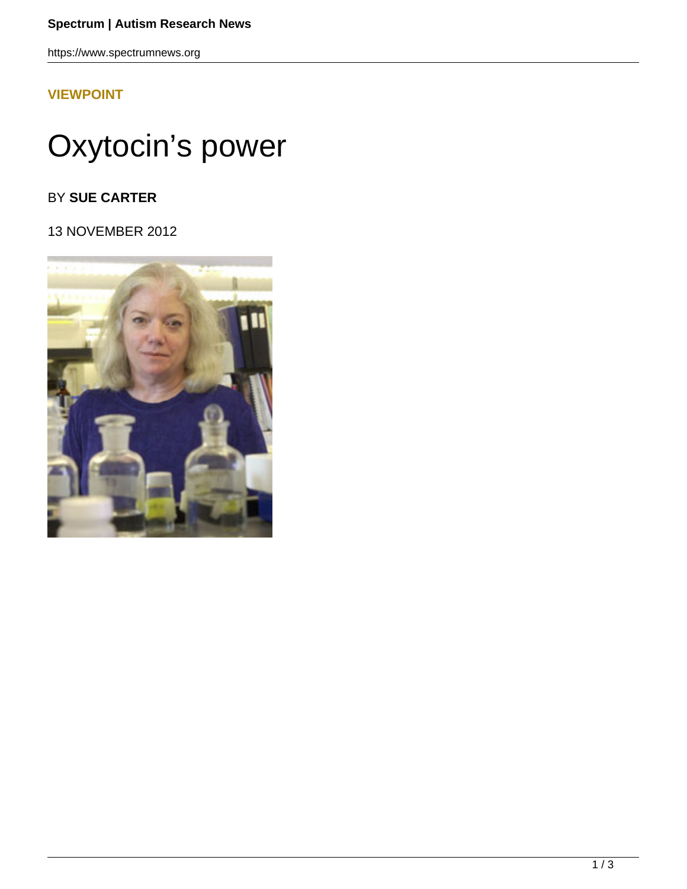**VIEWPOINT**

# Oxytocin's power

BY **SUE CARTER**

13 NOVEMBER 2012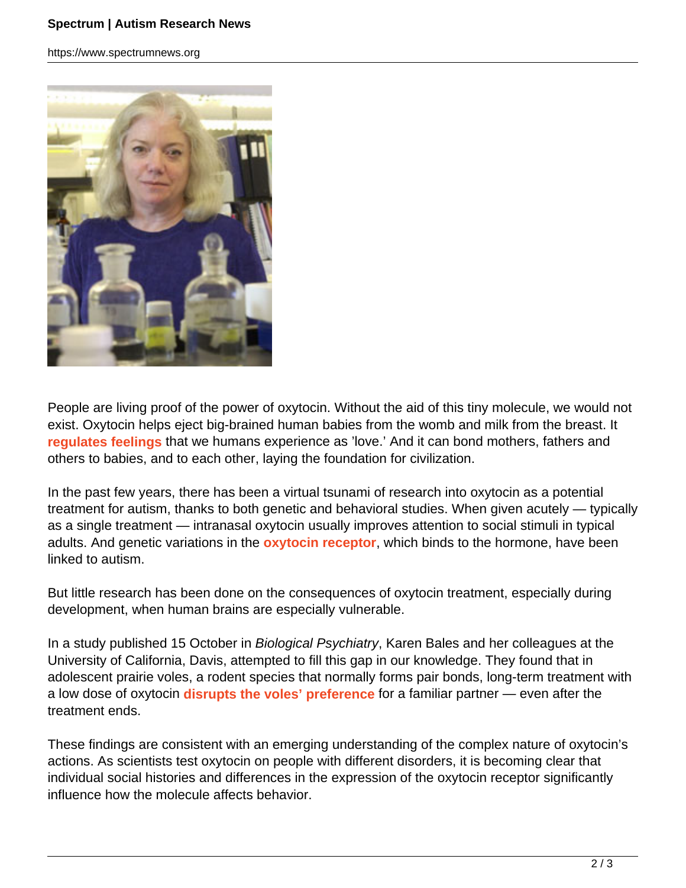People are living proof of the power of oxytocin. Without the aid of this tiny molecule, we would not exist. Oxytocin helps eject big-brained human babies from the womb and milk from the breast. It **regulates feelings** that we humans experience as 'love.' And it can bond mothers, fathers and others to babies, and to each other, laying the foundation for civilization.

In the past few years, there has been a virtual tsunami of research into oxytocin as a potential treatment for autism, thanks to both genetic and behavioral studies. When given acutely — typically as a single treatment — intranasal oxytocin usually improves attention to social stimuli in typical adults. And genetic variations in the **oxytocin receptor**, which binds to the hormone, have been linked to autism.

But little research has been done on the consequences of oxytocin treatment, especially during development, when human brains are especially vulnerable.

In a study published 15 October in *Biological Psychiatry*, Karen Bales and her colleagues at the University of California, Davis, attempted to fill this gap in our knowledge. They found that in adolescent prairie voles, a rodent species that normally forms pair bonds, long-term treatment with a low dose of oxytocin **disrupts the voles' preference** for a familiar partner — even after the treatment ends.

These findings are consistent with an emerging understanding of the complex nature of oxytocin's actions. As scientists test oxytocin on people with different disorders, it is becoming clear that individual social histories and differences in the expression of the oxytocin receptor significantly influence how the molecule affects behavior.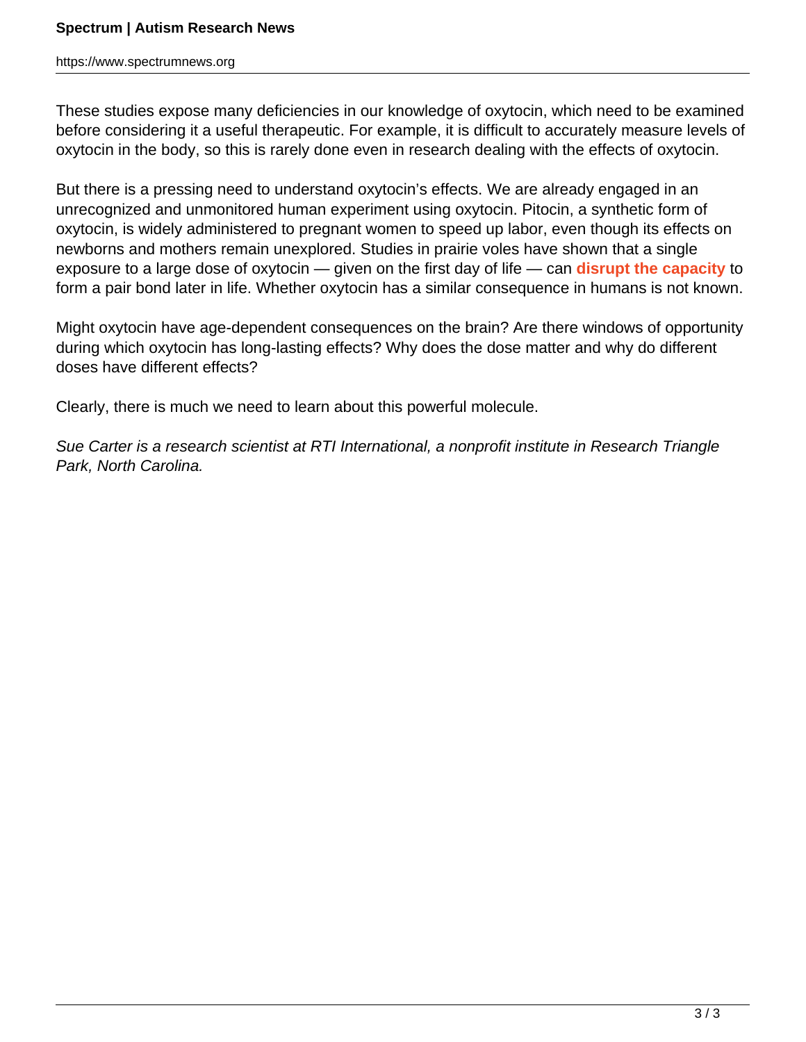These studies expose many deficiencies in our knowledge of oxytocin, which need to be examined before considering it a useful therapeutic. For example, it is difficult to accurately measure levels of oxytocin in the body, so this is rarely done even in research dealing with the effects of oxytocin.

But there is a pressing need to understand oxytocin's effects. We are already engaged in an unrecognized and unmonitored human experiment using oxytocin. Pitocin, a synthetic form of oxytocin, is widely administered to pregnant women to speed up labor, even though its effects on newborns and mothers remain unexplored. Studies in prairie voles have shown that a single exposure to a large dose of oxytocin — given on the first day of life — can **disrupt the capacity** to form a pair bond later in life. Whether oxytocin has a similar consequence in humans is not known.

Might oxytocin have age-dependent consequences on the brain? Are there windows of opportunity during which oxytocin has long-lasting effects? Why does the dose matter and why do different doses have different effects?

Clearly, there is much we need to learn about this powerful molecule.

*Sue Carter is a research scientist at RTI International, a nonprofit institute in Research Triangle Park, North Carolina.*